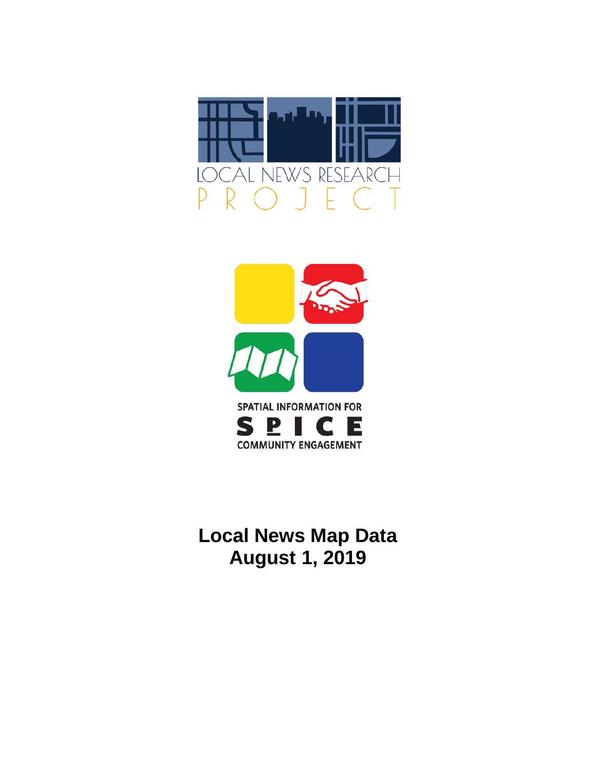LOCAL NEWS RESEARCH PROJECT

SPATIAL INFORMATION FOR COMMUNITY ENGAGEMENT

SPICE

# Local News Map Data
# August 1, 2019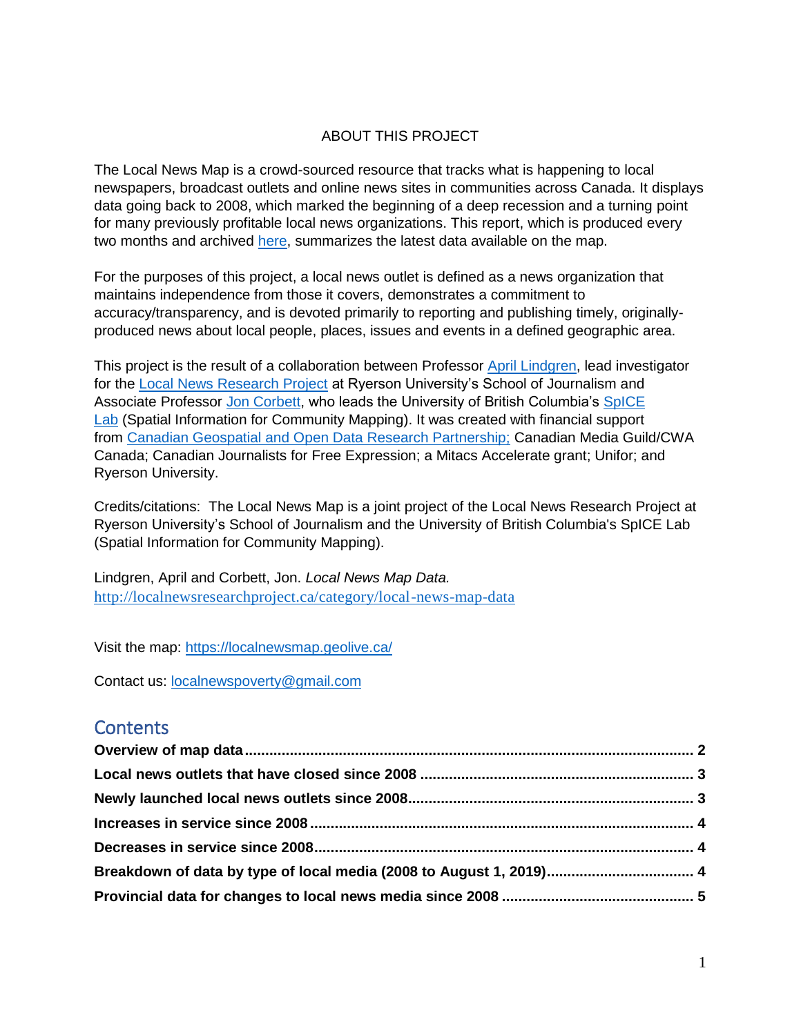ABOUT THIS PROJECT

The Local News Map is a crowd-sourced resource that tracks what is happening to local newspapers, broadcast outlets and online news sites in communities across Canada. It displays data going back to 2008, which marked the beginning of a deep recession and a turning point for many previously profitable local news organizations. This report, which is produced every two months and archived here, summarizes the latest data available on the map.

For the purposes of this project, a local news outlet is defined as a news organization that maintains independence from those it covers, demonstrates a commitment to accuracy/transparency, and is devoted primarily to reporting and publishing timely, originally-produced news about local people, places, issues and events in a defined geographic area.

This project is the result of a collaboration between Professor April Lindgren, lead investigator for the Local News Research Project at Ryerson University's School of Journalism and Associate Professor Jon Corbett, who leads the University of British Columbia's SpICE Lab (Spatial Information for Community Mapping). It was created with financial support from Canadian Geospatial and Open Data Research Partnership; Canadian Media Guild/CWA Canada; Canadian Journalists for Free Expression; a Mitacs Accelerate grant; Unifor; and Ryerson University.

Credits/citations: The Local News Map is a joint project of the Local News Research Project at Ryerson University's School of Journalism and the University of British Columbia's SpICE Lab (Spatial Information for Community Mapping).

Lindgren, April and Corbett, Jon. *Local News Map Data.* http://localnewsresearchproject.ca/category/local-news-map-data

Visit the map: https://localnewsmap.geolive.ca/

Contact us: localnewspoverty@gmail.com

## Contents

**Overview of map data** .......... **2**
**Local news outlets that have closed since 2008** .......... **3**
**Newly launched local news outlets since 2008** .......... **3**
**Increases in service since 2008** .......... **4**
**Decreases in service since 2008** .......... **4**
**Breakdown of data by type of local media (2008 to August 1, 2019)** .......... **4**
**Provincial data for changes to local news media since 2008** .......... **5**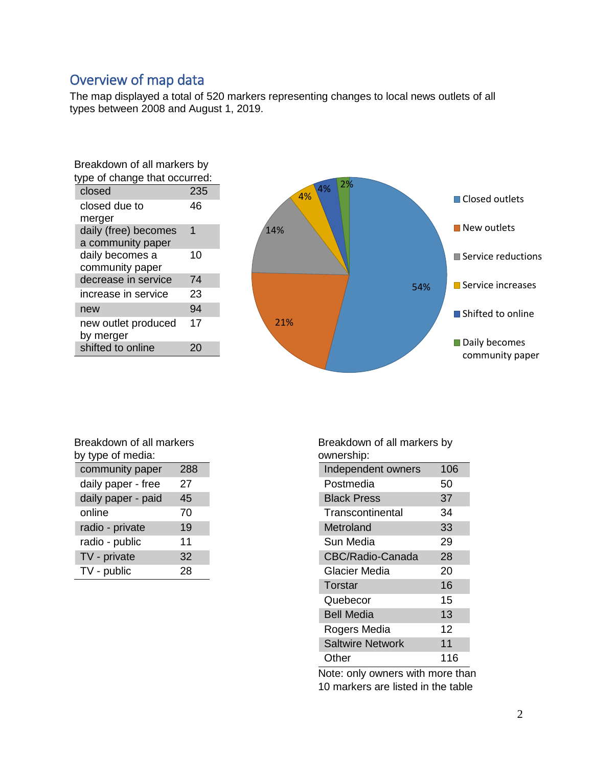## Overview of map data

The map displayed a total of 520 markers representing changes to local news outlets of all types between 2008 and August 1, 2019.

Breakdown of all markers by type of change that occurred:

| Type of change | Count |
|---|---|
| closed | 235 |
| closed due to merger | 46 |
| daily (free) becomes a community paper | 1 |
| daily becomes a community paper | 10 |
| decrease in service | 74 |
| increase in service | 23 |
| new | 94 |
| new outlet produced by merger | 17 |
| shifted to online | 20 |

| Category | Share |
|---|---|
| Closed outlets | 54% |
| New outlets | 21% |
| Service reductions | 14% |
| Service increases | 4% |
| Shifted to online | 4% |
| Daily becomes community paper | 2% |

Breakdown of all markers by type of media:

| Type of media | Count |
|---|---|
| community paper | 288 |
| daily paper - free | 27 |
| daily paper - paid | 45 |
| online | 70 |
| radio - private | 19 |
| radio - public | 11 |
| TV - private | 32 |
| TV - public | 28 |

Breakdown of all markers by ownership:

| Owner | Count |
|---|---|
| Independent owners | 106 |
| Postmedia | 50 |
| Black Press | 37 |
| Transcontinental | 34 |
| Metroland | 33 |
| Sun Media | 29 |
| CBC/Radio-Canada | 28 |
| Glacier Media | 20 |
| Torstar | 16 |
| Quebecor | 15 |
| Bell Media | 13 |
| Rogers Media | 12 |
| Saltwire Network | 11 |
| Other | 116 |

Note: only owners with more than 10 markers are listed in the table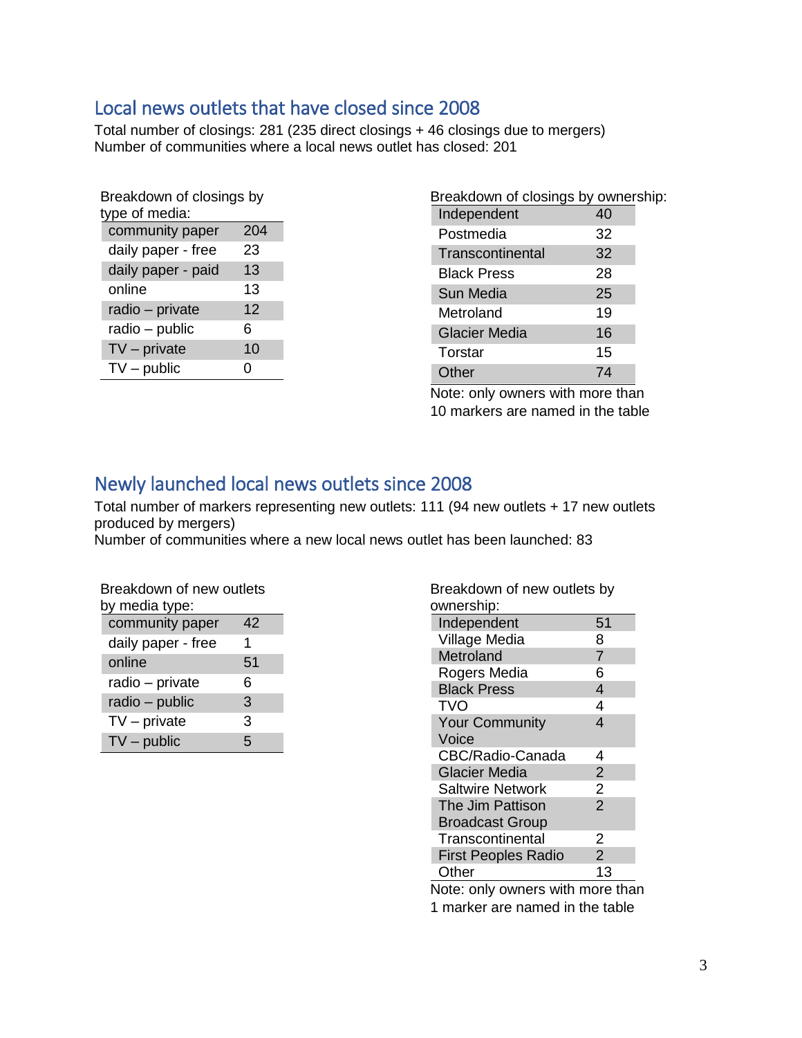## Local news outlets that have closed since 2008

Total number of closings: 281 (235 direct closings + 46 closings due to mergers)
Number of communities where a local news outlet has closed: 201

Breakdown of closings by type of media:

| | |
|---|---|
| community paper | 204 |
| daily paper - free | 23 |
| daily paper - paid | 13 |
| online | 13 |
| radio – private | 12 |
| radio – public | 6 |
| TV – private | 10 |
| TV – public | 0 |

Breakdown of closings by ownership:

| | |
|---|---|
| Independent | 40 |
| Postmedia | 32 |
| Transcontinental | 32 |
| Black Press | 28 |
| Sun Media | 25 |
| Metroland | 19 |
| Glacier Media | 16 |
| Torstar | 15 |
| Other | 74 |

Note: only owners with more than 10 markers are named in the table

## Newly launched local news outlets since 2008

Total number of markers representing new outlets: 111 (94 new outlets + 17 new outlets produced by mergers)
Number of communities where a new local news outlet has been launched: 83

Breakdown of new outlets by media type:

| | |
|---|---|
| community paper | 42 |
| daily paper - free | 1 |
| online | 51 |
| radio – private | 6 |
| radio – public | 3 |
| TV – private | 3 |
| TV – public | 5 |

Breakdown of new outlets by ownership:

| | |
|---|---|
| Independent | 51 |
| Village Media | 8 |
| Metroland | 7 |
| Rogers Media | 6 |
| Black Press | 4 |
| TVO | 4 |
| Your Community Voice | 4 |
| CBC/Radio-Canada | 4 |
| Glacier Media | 2 |
| Saltwire Network | 2 |
| The Jim Pattison Broadcast Group | 2 |
| Transcontinental | 2 |
| First Peoples Radio | 2 |
| Other | 13 |

Note: only owners with more than 1 marker are named in the table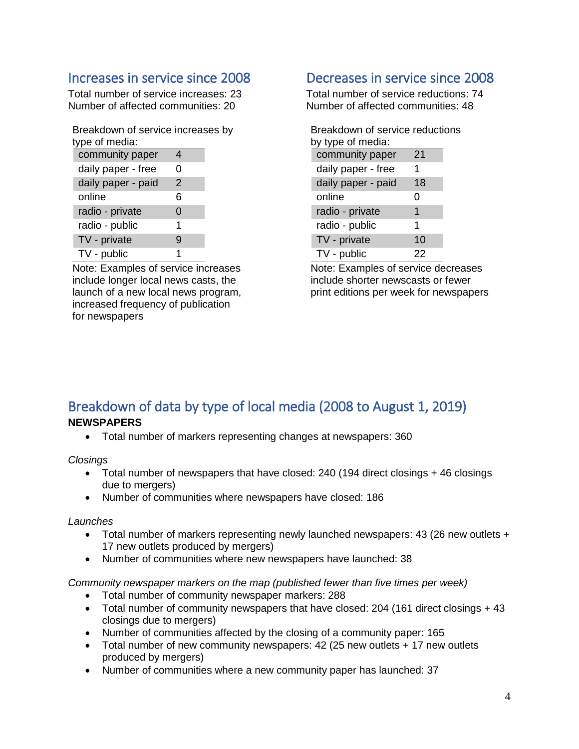## Increases in service since 2008

Total number of service increases: 23
Number of affected communities: 20

Breakdown of service increases by type of media:

| | |
|---|---|
| community paper | 4 |
| daily paper - free | 0 |
| daily paper - paid | 2 |
| online | 6 |
| radio - private | 0 |
| radio - public | 1 |
| TV - private | 9 |
| TV - public | 1 |

Note: Examples of service increases include longer local news casts, the launch of a new local news program, increased frequency of publication for newspapers

## Decreases in service since 2008

Total number of service reductions: 74
Number of affected communities: 48

Breakdown of service reductions by type of media:

| | |
|---|---|
| community paper | 21 |
| daily paper - free | 1 |
| daily paper - paid | 18 |
| online | 0 |
| radio - private | 1 |
| radio - public | 1 |
| TV - private | 10 |
| TV - public | 22 |

Note: Examples of service decreases include shorter newscasts or fewer print editions per week for newspapers

## Breakdown of data by type of local media (2008 to August 1, 2019)

**NEWSPAPERS**

- Total number of markers representing changes at newspapers: 360

*Closings*

- Total number of newspapers that have closed: 240 (194 direct closings + 46 closings due to mergers)
- Number of communities where newspapers have closed: 186

*Launches*

- Total number of markers representing newly launched newspapers: 43 (26 new outlets + 17 new outlets produced by mergers)
- Number of communities where new newspapers have launched: 38

*Community newspaper markers on the map (published fewer than five times per week)*

- Total number of community newspaper markers: 288
- Total number of community newspapers that have closed: 204 (161 direct closings + 43 closings due to mergers)
- Number of communities affected by the closing of a community paper: 165
- Total number of new community newspapers: 42 (25 new outlets + 17 new outlets produced by mergers)
- Number of communities where a new community paper has launched: 37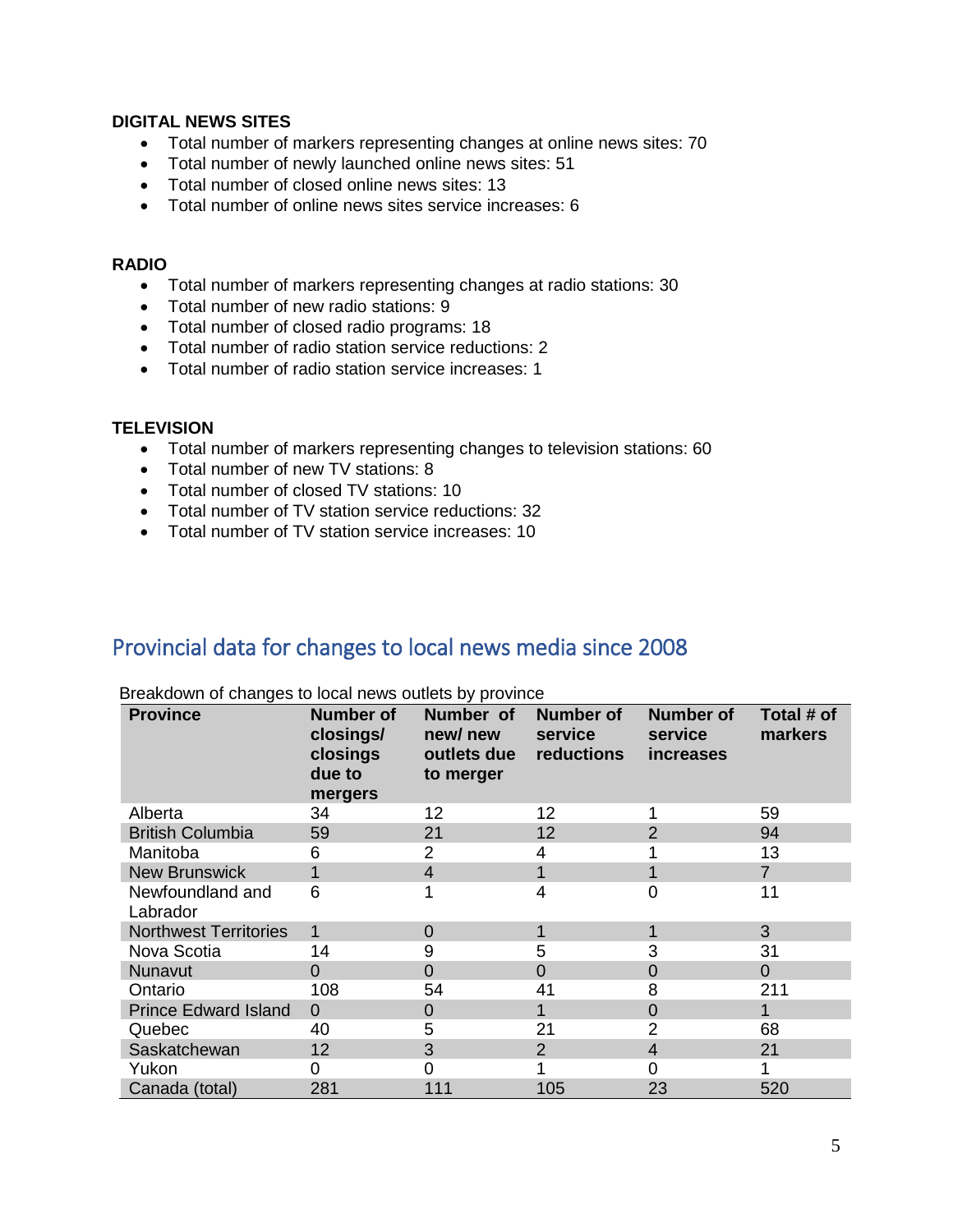**DIGITAL NEWS SITES**

- Total number of markers representing changes at online news sites: 70
- Total number of newly launched online news sites: 51
- Total number of closed online news sites: 13
- Total number of online news sites service increases: 6

**RADIO**

- Total number of markers representing changes at radio stations: 30
- Total number of new radio stations: 9
- Total number of closed radio programs: 18
- Total number of radio station service reductions: 2
- Total number of radio station service increases: 1

**TELEVISION**

- Total number of markers representing changes to television stations: 60
- Total number of new TV stations: 8
- Total number of closed TV stations: 10
- Total number of TV station service reductions: 32
- Total number of TV station service increases: 10

## Provincial data for changes to local news media since 2008

Breakdown of changes to local news outlets by province

| Province | Number of closings/ closings due to mergers | Number of new/ new outlets due to merger | Number of service reductions | Number of service increases | Total # of markers |
|---|---|---|---|---|---|
| Alberta | 34 | 12 | 12 | 1 | 59 |
| British Columbia | 59 | 21 | 12 | 2 | 94 |
| Manitoba | 6 | 2 | 4 | 1 | 13 |
| New Brunswick | 1 | 4 | 1 | 1 | 7 |
| Newfoundland and Labrador | 6 | 1 | 4 | 0 | 11 |
| Northwest Territories | 1 | 0 | 1 | 1 | 3 |
| Nova Scotia | 14 | 9 | 5 | 3 | 31 |
| Nunavut | 0 | 0 | 0 | 0 | 0 |
| Ontario | 108 | 54 | 41 | 8 | 211 |
| Prince Edward Island | 0 | 0 | 1 | 0 | 1 |
| Quebec | 40 | 5 | 21 | 2 | 68 |
| Saskatchewan | 12 | 3 | 2 | 4 | 21 |
| Yukon | 0 | 0 | 1 | 0 | 1 |
| Canada (total) | 281 | 111 | 105 | 23 | 520 |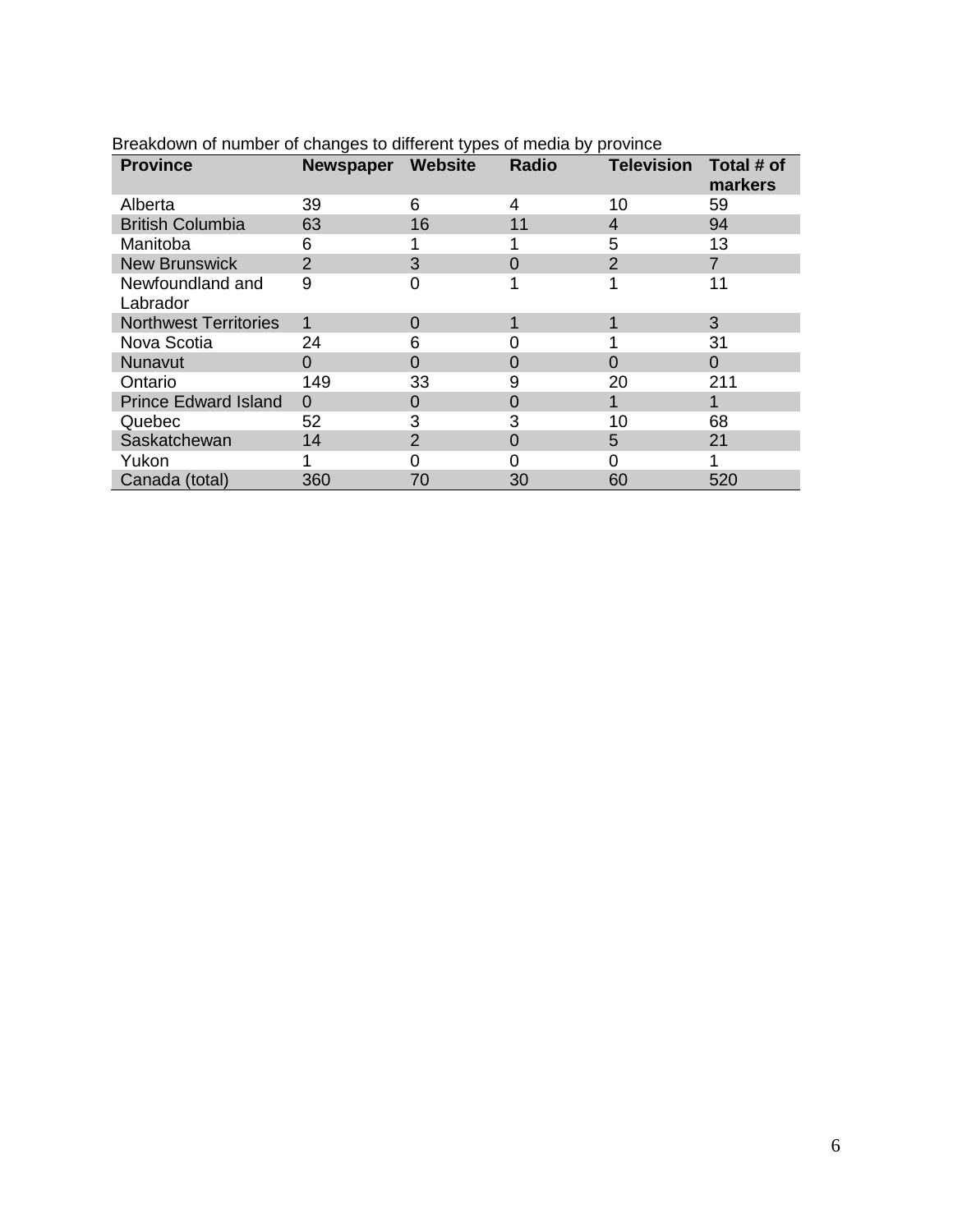Breakdown of number of changes to different types of media by province

| Province | Newspaper | Website | Radio | Television | Total # of markers |
|---|---|---|---|---|---|
| Alberta | 39 | 6 | 4 | 10 | 59 |
| British Columbia | 63 | 16 | 11 | 4 | 94 |
| Manitoba | 6 | 1 | 1 | 5 | 13 |
| New Brunswick | 2 | 3 | 0 | 2 | 7 |
| Newfoundland and Labrador | 9 | 0 | 1 | 1 | 11 |
| Northwest Territories | 1 | 0 | 1 | 1 | 3 |
| Nova Scotia | 24 | 6 | 0 | 1 | 31 |
| Nunavut | 0 | 0 | 0 | 0 | 0 |
| Ontario | 149 | 33 | 9 | 20 | 211 |
| Prince Edward Island | 0 | 0 | 0 | 1 | 1 |
| Quebec | 52 | 3 | 3 | 10 | 68 |
| Saskatchewan | 14 | 2 | 0 | 5 | 21 |
| Yukon | 1 | 0 | 0 | 0 | 1 |
| Canada (total) | 360 | 70 | 30 | 60 | 520 |